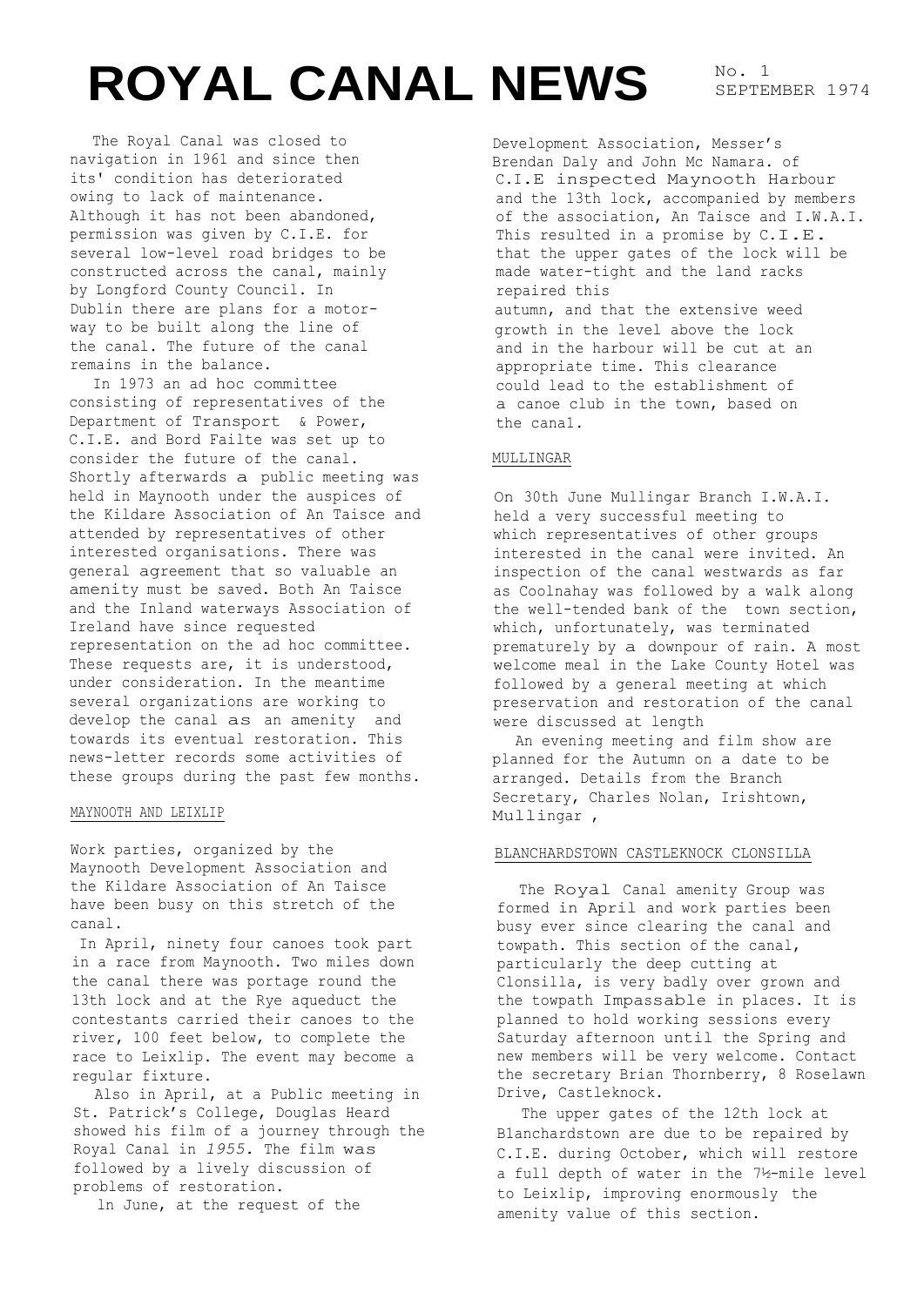# ROYAL CANAL NEWS

No. 1
SEPTEMBER 1974

The Royal Canal was closed to navigation in 1961 and since then its' condition has deteriorated owing to lack of maintenance. Although it has not been abandoned, permission was given by C.I.E. for several low-level road bridges to be constructed across the canal, mainly by Longford County Council. In Dublin there are plans for a motor-way to be built along the line of the canal. The future of the canal remains in the balance.

In 1973 an ad hoc committee consisting of representatives of the Department of Transport & Power, C.I.E. and Bord Failte was set up to consider the future of the canal. Shortly afterwards a public meeting was held in Maynooth under the auspices of the Kildare Association of An Taisce and attended by representatives of other interested organisations. There was general agreement that so valuable an amenity must be saved. Both An Taisce and the Inland waterways Association of Ireland have since requested representation on the ad hoc committee. These requests are, it is understood, under consideration. In the meantime several organizations are working to develop the canal as an amenity and towards its eventual restoration. This news-letter records some activities of these groups during the past few months.

## MAYNOOTH AND LEIXLIP

Work parties, organized by the Maynooth Development Association and the Kildare Association of An Taisce have been busy on this stretch of the canal.

In April, ninety four canoes took part in a race from Maynooth. Two miles down the canal there was portage round the 13th lock and at the Rye aqueduct the contestants carried their canoes to the river, 100 feet below, to complete the race to Leixlip. The event may become a regular fixture.

Also in April, at a Public meeting in St. Patrick's College, Douglas Heard showed his film of a journey through the Royal Canal in *1955.* The film was followed by a lively discussion of problems of restoration.

In June, at the request of the Development Association, Messer's Brendan Daly and John Mc Namara. of C.I.E inspected Maynooth Harbour and the 13th lock, accompanied by members of the association, An Taisce and I.W.A.I. This resulted in a promise by C.I.E. that the upper gates of the lock will be made water-tight and the land racks repaired this autumn, and that the extensive weed growth in the level above the lock and in the harbour will be cut at an appropriate time. This clearance could lead to the establishment of a canoe club in the town, based on the canal.

## MULLINGAR

On 30th June Mullingar Branch I.W.A.I. held a very successful meeting to which representatives of other groups interested in the canal were invited. An inspection of the canal westwards as far as Coolnahay was followed by a walk along the well-tended bank of the town section, which, unfortunately, was terminated prematurely by a downpour of rain. A most welcome meal in the Lake County Hotel was followed by a general meeting at which preservation and restoration of the canal were discussed at length

An evening meeting and film show are planned for the Autumn on a date to be arranged. Details from the Branch Secretary, Charles Nolan, Irishtown, Mullingar ,

## BLANCHARDSTOWN CASTLEKNOCK CLONSILLA

The Royal Canal amenity Group was formed in April and work parties been busy ever since clearing the canal and towpath. This section of the canal, particularly the deep cutting at Clonsilla, is very badly over grown and the towpath Impassable in places. It is planned to hold working sessions every Saturday afternoon until the Spring and new members will be very welcome. Contact the secretary Brian Thornberry, 8 Roselawn Drive, Castleknock.

The upper gates of the 12th lock at Blanchardstown are due to be repaired by C.I.E. during October, which will restore a full depth of water in the 7½-mile level to Leixlip, improving enormously the amenity value of this section.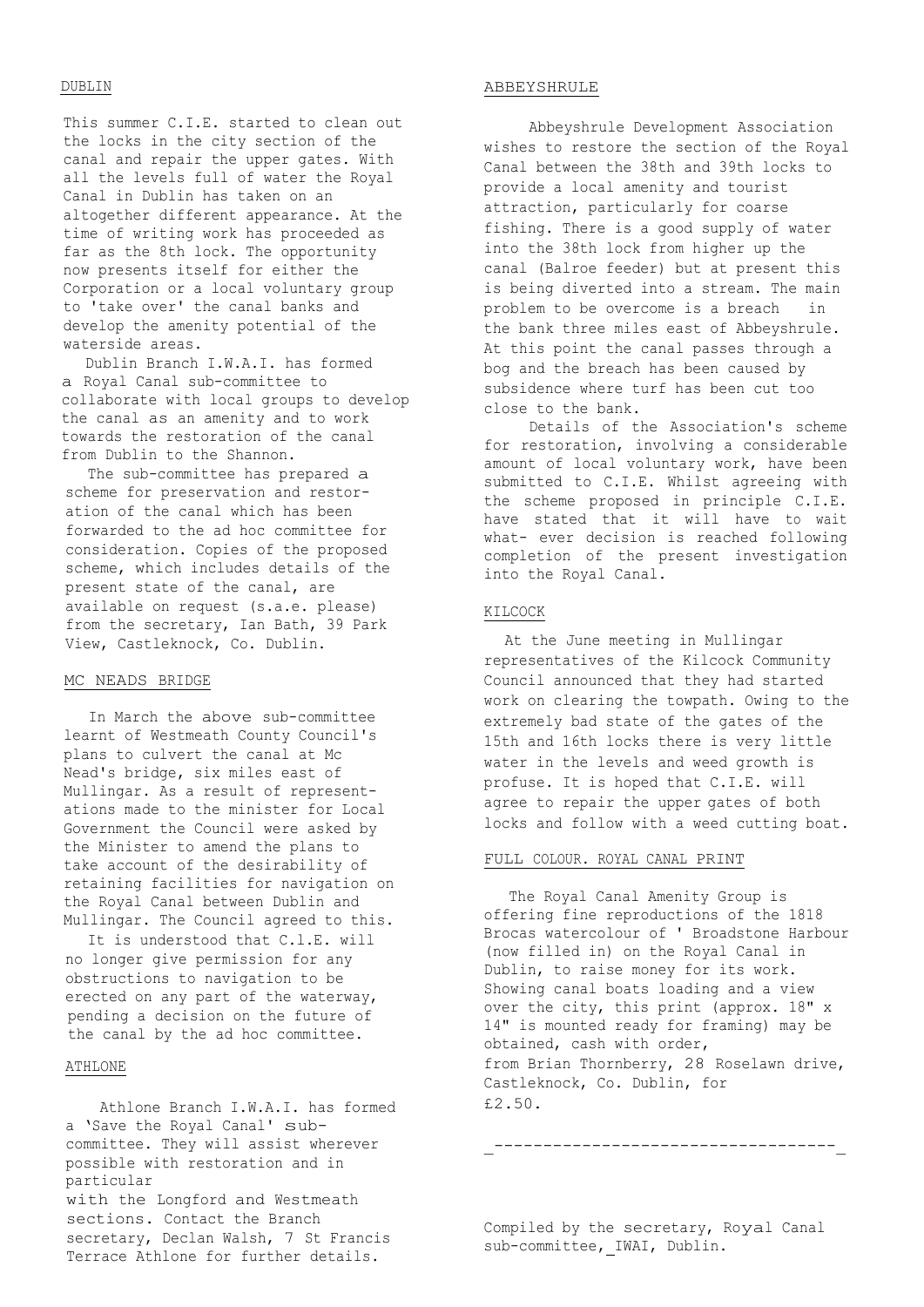## DUBLIN

This summer C.I.E. started to clean out the locks in the city section of the canal and repair the upper gates. With all the levels full of water the Royal Canal in Dublin has taken on an altogether different appearance. At the time of writing work has proceeded as far as the 8th lock. The opportunity now presents itself for either the Corporation or a local voluntary group to 'take over' the canal banks and develop the amenity potential of the waterside areas.

Dublin Branch I.W.A.I. has formed a Royal Canal sub-committee to collaborate with local groups to develop the canal as an amenity and to work towards the restoration of the canal from Dublin to the Shannon.

The sub-committee has prepared a scheme for preservation and restoration of the canal which has been forwarded to the ad hoc committee for consideration. Copies of the proposed scheme, which includes details of the present state of the canal, are available on request (s.a.e. please) from the secretary, Ian Bath, 39 Park View, Castleknock, Co. Dublin.

## MC NEADS BRIDGE

In March the above sub-committee learnt of Westmeath County Council's plans to culvert the canal at Mc Nead's bridge, six miles east of Mullingar. As a result of representations made to the minister for Local Government the Council were asked by the Minister to amend the plans to take account of the desirability of retaining facilities for navigation on the Royal Canal between Dublin and Mullingar. The Council agreed to this.

It is understood that C.I.E. will no longer give permission for any obstructions to navigation to be erected on any part of the waterway, pending a decision on the future of the canal by the ad hoc committee.

## ATHLONE

Athlone Branch I.W.A.I. has formed a 'Save the Royal Canal' sub-committee. They will assist wherever possible with restoration and in particular with the Longford and Westmeath sections. Contact the Branch secretary, Declan Walsh, 7 St Francis Terrace Athlone for further details.

## ABBEYSHRULE

Abbeyshrule Development Association wishes to restore the section of the Royal Canal between the 38th and 39th locks to provide a local amenity and tourist attraction, particularly for coarse fishing. There is a good supply of water into the 38th lock from higher up the canal (Balroe feeder) but at present this is being diverted into a stream. The main problem to be overcome is a breach in the bank three miles east of Abbeyshrule. At this point the canal passes through a bog and the breach has been caused by subsidence where turf has been cut too close to the bank.

Details of the Association's scheme for restoration, involving a considerable amount of local voluntary work, have been submitted to C.I.E. Whilst agreeing with the scheme proposed in principle C.I.E. have stated that it will have to wait whatever decision is reached following completion of the present investigation into the Royal Canal.

## KILCOCK

At the June meeting in Mullingar representatives of the Kilcock Community Council announced that they had started work on clearing the towpath. Owing to the extremely bad state of the gates of the 15th and 16th locks there is very little water in the levels and weed growth is profuse. It is hoped that C.I.E. will agree to repair the upper gates of both locks and follow with a weed cutting boat.

## FULL COLOUR. ROYAL CANAL PRINT

The Royal Canal Amenity Group is offering fine reproductions of the 1818 Brocas watercolour of ' Broadstone Harbour (now filled in) on the Royal Canal in Dublin, to raise money for its work. Showing canal boats loading and a view over the city, this print (approx. 18" x 14" is mounted ready for framing) may be obtained, cash with order, from Brian Thornberry, 28 Roselawn drive, Castleknock, Co. Dublin, for £2.50.

---

Compiled by the secretary, Royal Canal sub-committee, IWAI, Dublin.